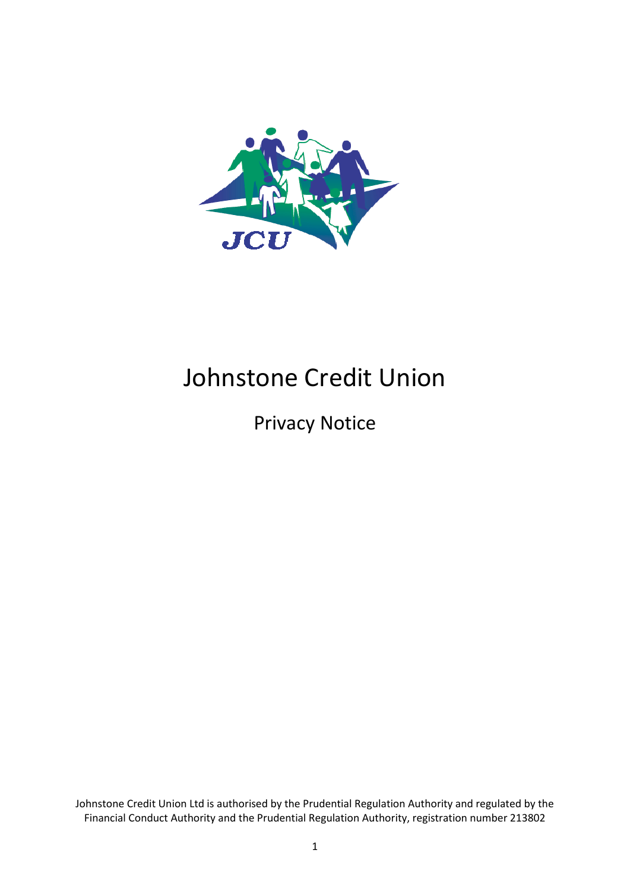# Johnstone Credit Union

## Privacy Notice

Johnstone Credit Union Ltd is authorised by the Prudential Regulation Authority and regulated by the Financial Conduct Authority and the Prudential Regulation Authority, registration number 213802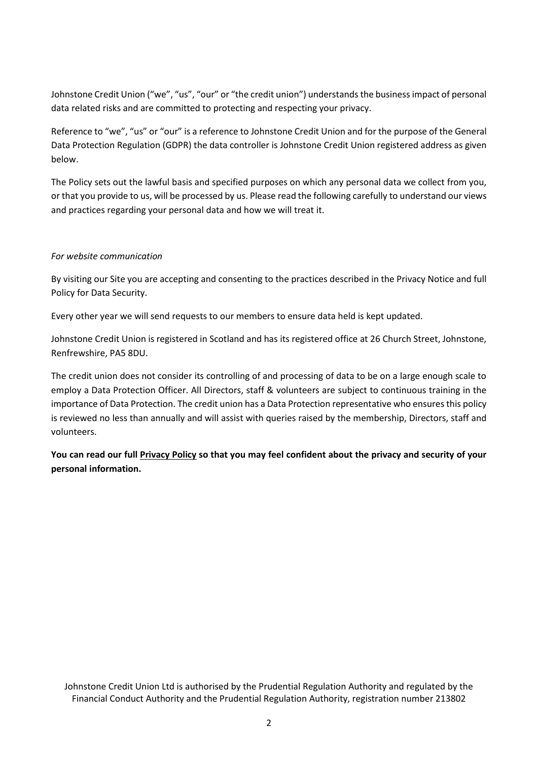Johnstone Credit Union ("we", "us", "our" or "the credit union") understands the business impact of personal data related risks and are committed to protecting and respecting your privacy.

Reference to "we", "us" or "our" is a reference to Johnstone Credit Union and for the purpose of the General Data Protection Regulation (GDPR) the data controller is Johnstone Credit Union registered address as given below.

The Policy sets out the lawful basis and specified purposes on which any personal data we collect from you, or that you provide to us, will be processed by us. Please read the following carefully to understand our views and practices regarding your personal data and how we will treat it.

*For website communication*

By visiting our Site you are accepting and consenting to the practices described in the Privacy Notice and full Policy for Data Security.

Every other year we will send requests to our members to ensure data held is kept updated.

Johnstone Credit Union is registered in Scotland and has its registered office at 26 Church Street, Johnstone, Renfrewshire, PA5 8DU.

The credit union does not consider its controlling of and processing of data to be on a large enough scale to employ a Data Protection Officer. All Directors, staff & volunteers are subject to continuous training in the importance of Data Protection. The credit union has a Data Protection representative who ensures this policy is reviewed no less than annually and will assist with queries raised by the membership, Directors, staff and volunteers.

**You can read our full Privacy Policy so that you may feel confident about the privacy and security of your personal information.**

Johnstone Credit Union Ltd is authorised by the Prudential Regulation Authority and regulated by the Financial Conduct Authority and the Prudential Regulation Authority, registration number 213802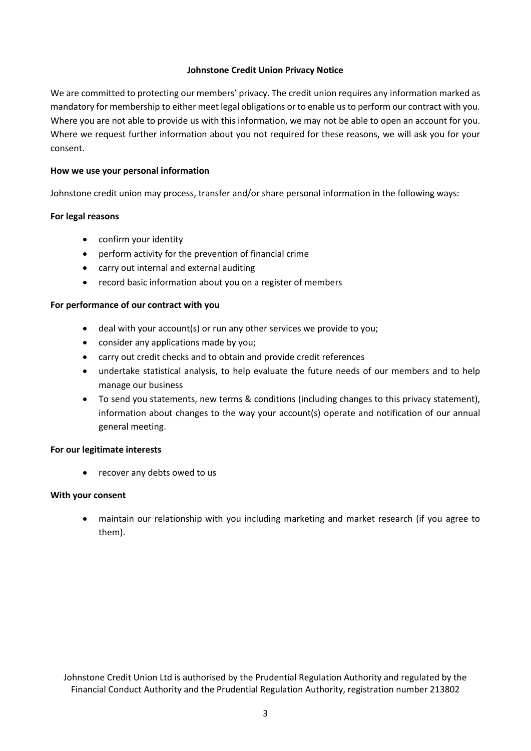# Johnstone Credit Union Privacy Notice

We are committed to protecting our members' privacy. The credit union requires any information marked as mandatory for membership to either meet legal obligations or to enable us to perform our contract with you. Where you are not able to provide us with this information, we may not be able to open an account for you. Where we request further information about you not required for these reasons, we will ask you for your consent.

## How we use your personal information

Johnstone credit union may process, transfer and/or share personal information in the following ways:

### For legal reasons

- confirm your identity
- perform activity for the prevention of financial crime
- carry out internal and external auditing
- record basic information about you on a register of members

### For performance of our contract with you

- deal with your account(s) or run any other services we provide to you;
- consider any applications made by you;
- carry out credit checks and to obtain and provide credit references
- undertake statistical analysis, to help evaluate the future needs of our members and to help manage our business
- To send you statements, new terms & conditions (including changes to this privacy statement), information about changes to the way your account(s) operate and notification of our annual general meeting.

### For our legitimate interests

- recover any debts owed to us

### With your consent

- maintain our relationship with you including marketing and market research (if you agree to them).

Johnstone Credit Union Ltd is authorised by the Prudential Regulation Authority and regulated by the Financial Conduct Authority and the Prudential Regulation Authority, registration number 213802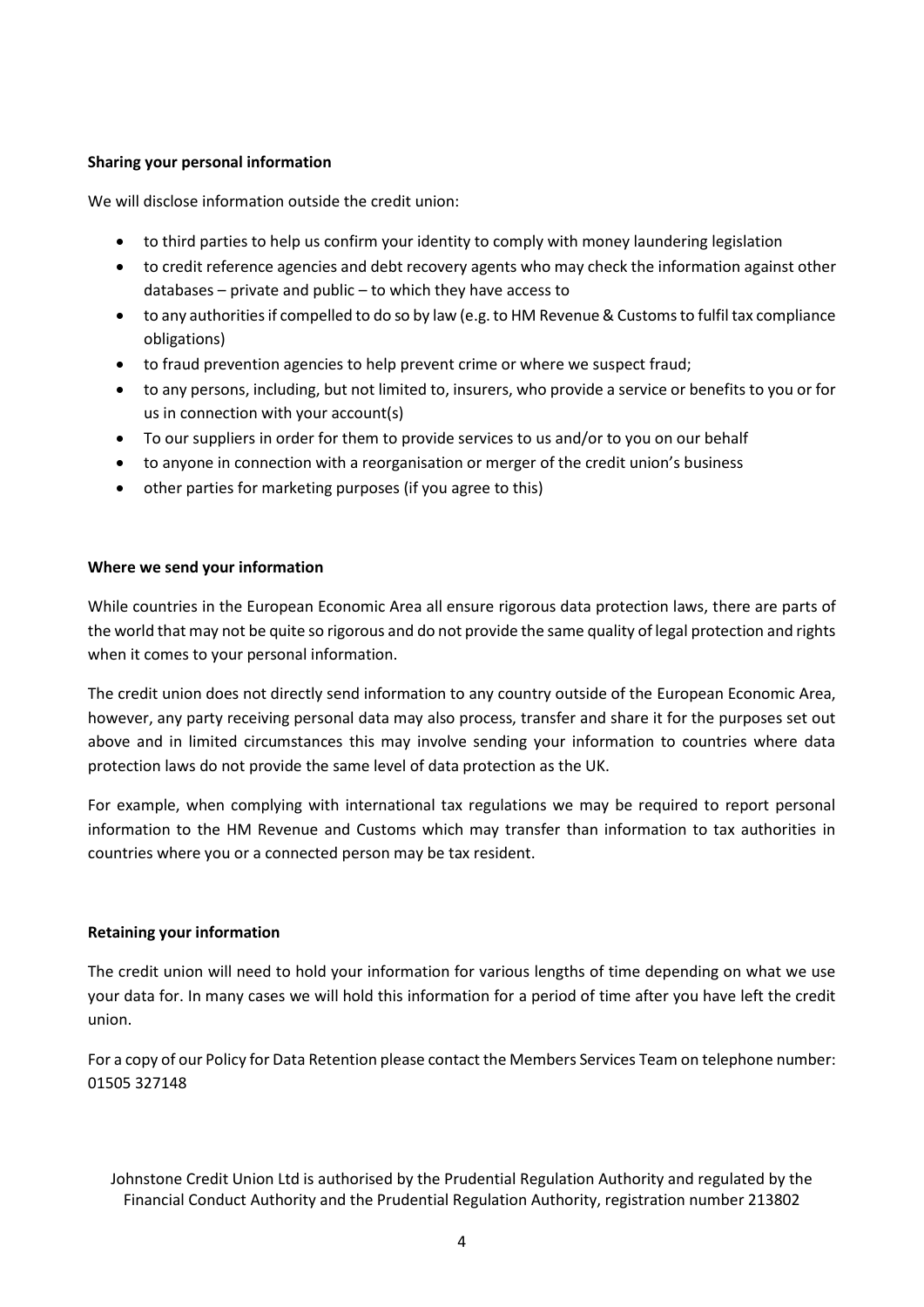**Sharing your personal information**

We will disclose information outside the credit union:

- to third parties to help us confirm your identity to comply with money laundering legislation
- to credit reference agencies and debt recovery agents who may check the information against other databases – private and public – to which they have access to
- to any authorities if compelled to do so by law (e.g. to HM Revenue & Customs to fulfil tax compliance obligations)
- to fraud prevention agencies to help prevent crime or where we suspect fraud;
- to any persons, including, but not limited to, insurers, who provide a service or benefits to you or for us in connection with your account(s)
- To our suppliers in order for them to provide services to us and/or to you on our behalf
- to anyone in connection with a reorganisation or merger of the credit union's business
- other parties for marketing purposes (if you agree to this)

**Where we send your information**

While countries in the European Economic Area all ensure rigorous data protection laws, there are parts of the world that may not be quite so rigorous and do not provide the same quality of legal protection and rights when it comes to your personal information.

The credit union does not directly send information to any country outside of the European Economic Area, however, any party receiving personal data may also process, transfer and share it for the purposes set out above and in limited circumstances this may involve sending your information to countries where data protection laws do not provide the same level of data protection as the UK.

For example, when complying with international tax regulations we may be required to report personal information to the HM Revenue and Customs which may transfer than information to tax authorities in countries where you or a connected person may be tax resident.

**Retaining your information**

The credit union will need to hold your information for various lengths of time depending on what we use your data for. In many cases we will hold this information for a period of time after you have left the credit union.

For a copy of our Policy for Data Retention please contact the Members Services Team on telephone number: 01505 327148

Johnstone Credit Union Ltd is authorised by the Prudential Regulation Authority and regulated by the Financial Conduct Authority and the Prudential Regulation Authority, registration number 213802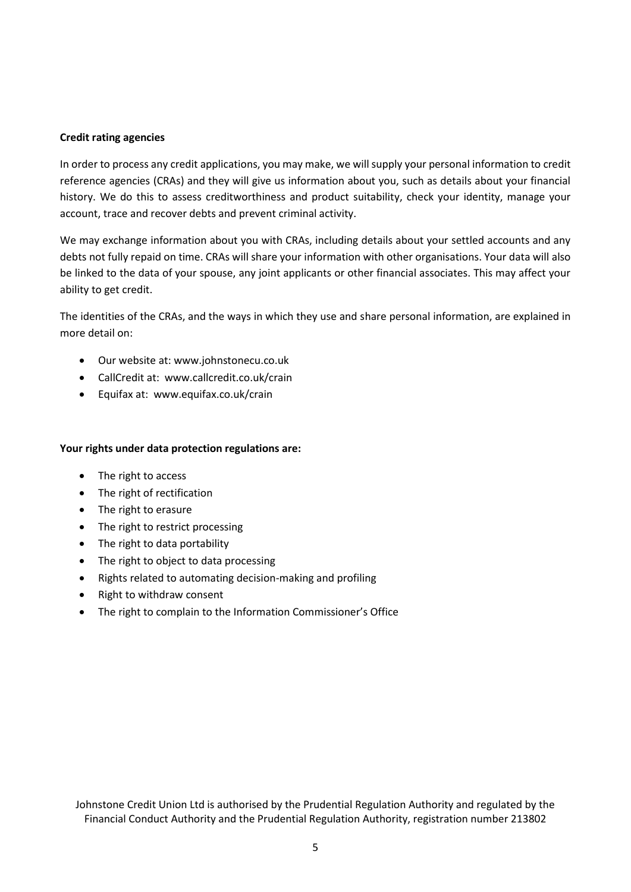**Credit rating agencies**

In order to process any credit applications, you may make, we will supply your personal information to credit reference agencies (CRAs) and they will give us information about you, such as details about your financial history. We do this to assess creditworthiness and product suitability, check your identity, manage your account, trace and recover debts and prevent criminal activity.

We may exchange information about you with CRAs, including details about your settled accounts and any debts not fully repaid on time. CRAs will share your information with other organisations. Your data will also be linked to the data of your spouse, any joint applicants or other financial associates. This may affect your ability to get credit.

The identities of the CRAs, and the ways in which they use and share personal information, are explained in more detail on:

- Our website at: www.johnstonecu.co.uk
- CallCredit at: www.callcredit.co.uk/crain
- Equifax at: www.equifax.co.uk/crain

**Your rights under data protection regulations are:**

- The right to access
- The right of rectification
- The right to erasure
- The right to restrict processing
- The right to data portability
- The right to object to data processing
- Rights related to automating decision-making and profiling
- Right to withdraw consent
- The right to complain to the Information Commissioner's Office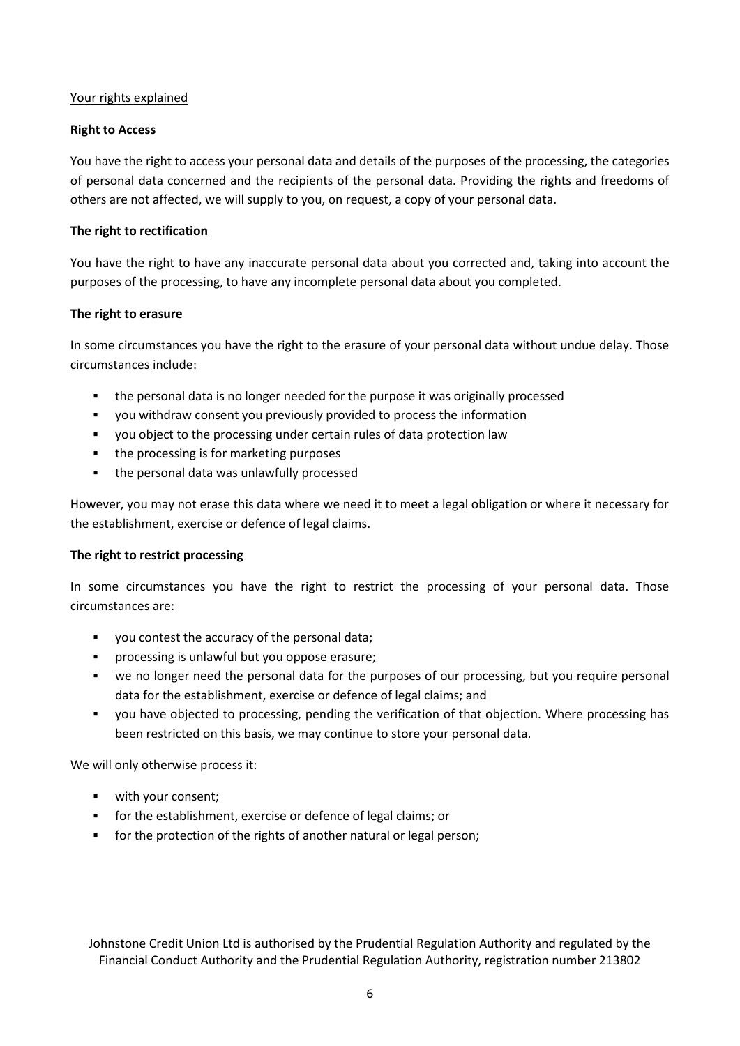Your rights explained

**Right to Access**

You have the right to access your personal data and details of the purposes of the processing, the categories of personal data concerned and the recipients of the personal data. Providing the rights and freedoms of others are not affected, we will supply to you, on request, a copy of your personal data.

**The right to rectification**

You have the right to have any inaccurate personal data about you corrected and, taking into account the purposes of the processing, to have any incomplete personal data about you completed.

**The right to erasure**

In some circumstances you have the right to the erasure of your personal data without undue delay. Those circumstances include:

- the personal data is no longer needed for the purpose it was originally processed
- you withdraw consent you previously provided to process the information
- you object to the processing under certain rules of data protection law
- the processing is for marketing purposes
- the personal data was unlawfully processed

However, you may not erase this data where we need it to meet a legal obligation or where it necessary for the establishment, exercise or defence of legal claims.

**The right to restrict processing**

In some circumstances you have the right to restrict the processing of your personal data. Those circumstances are:

- you contest the accuracy of the personal data;
- processing is unlawful but you oppose erasure;
- we no longer need the personal data for the purposes of our processing, but you require personal data for the establishment, exercise or defence of legal claims; and
- you have objected to processing, pending the verification of that objection. Where processing has been restricted on this basis, we may continue to store your personal data.

We will only otherwise process it:

- with your consent;
- for the establishment, exercise or defence of legal claims; or
- for the protection of the rights of another natural or legal person;

Johnstone Credit Union Ltd is authorised by the Prudential Regulation Authority and regulated by the Financial Conduct Authority and the Prudential Regulation Authority, registration number 213802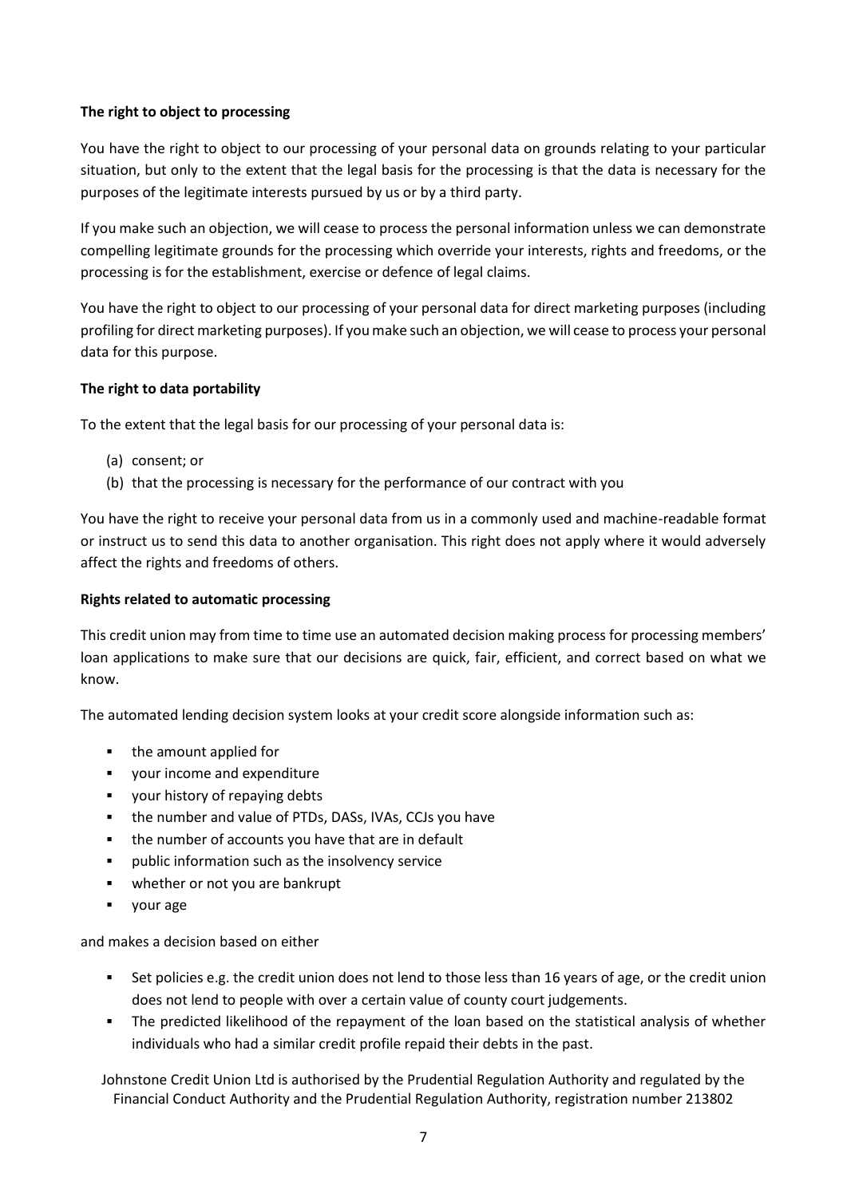**The right to object to processing**

You have the right to object to our processing of your personal data on grounds relating to your particular situation, but only to the extent that the legal basis for the processing is that the data is necessary for the purposes of the legitimate interests pursued by us or by a third party.

If you make such an objection, we will cease to process the personal information unless we can demonstrate compelling legitimate grounds for the processing which override your interests, rights and freedoms, or the processing is for the establishment, exercise or defence of legal claims.

You have the right to object to our processing of your personal data for direct marketing purposes (including profiling for direct marketing purposes). If you make such an objection, we will cease to process your personal data for this purpose.

**The right to data portability**

To the extent that the legal basis for our processing of your personal data is:

(a) consent; or
(b) that the processing is necessary for the performance of our contract with you

You have the right to receive your personal data from us in a commonly used and machine-readable format or instruct us to send this data to another organisation. This right does not apply where it would adversely affect the rights and freedoms of others.

**Rights related to automatic processing**

This credit union may from time to time use an automated decision making process for processing members' loan applications to make sure that our decisions are quick, fair, efficient, and correct based on what we know.

The automated lending decision system looks at your credit score alongside information such as:

- the amount applied for
- your income and expenditure
- your history of repaying debts
- the number and value of PTDs, DASs, IVAs, CCJs you have
- the number of accounts you have that are in default
- public information such as the insolvency service
- whether or not you are bankrupt
- your age

and makes a decision based on either

- Set policies e.g. the credit union does not lend to those less than 16 years of age, or the credit union does not lend to people with over a certain value of county court judgements.
- The predicted likelihood of the repayment of the loan based on the statistical analysis of whether individuals who had a similar credit profile repaid their debts in the past.

Johnstone Credit Union Ltd is authorised by the Prudential Regulation Authority and regulated by the Financial Conduct Authority and the Prudential Regulation Authority, registration number 213802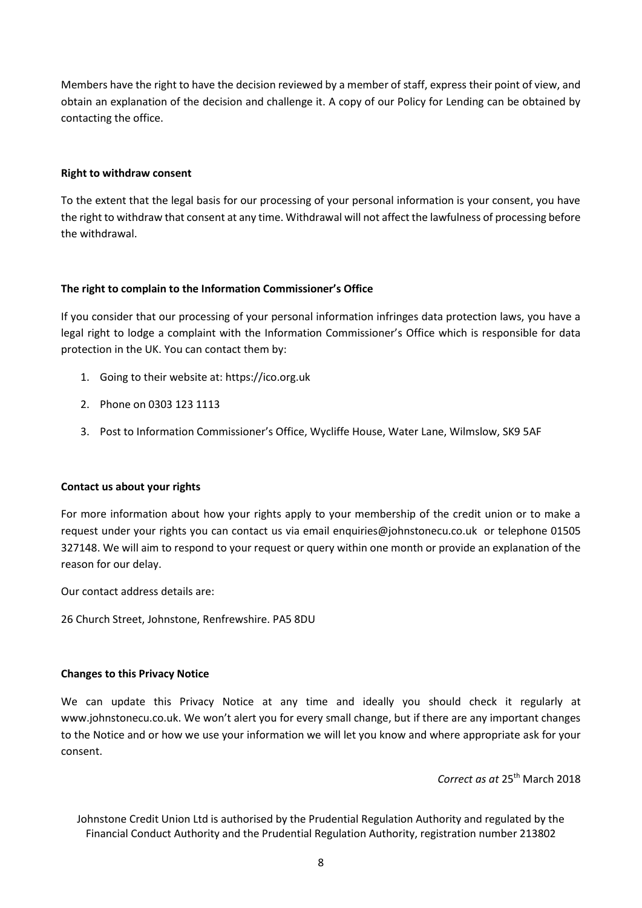Members have the right to have the decision reviewed by a member of staff, express their point of view, and obtain an explanation of the decision and challenge it. A copy of our Policy for Lending can be obtained by contacting the office.

**Right to withdraw consent**

To the extent that the legal basis for our processing of your personal information is your consent, you have the right to withdraw that consent at any time. Withdrawal will not affect the lawfulness of processing before the withdrawal.

**The right to complain to the Information Commissioner's Office**

If you consider that our processing of your personal information infringes data protection laws, you have a legal right to lodge a complaint with the Information Commissioner's Office which is responsible for data protection in the UK. You can contact them by:

1. Going to their website at: https://ico.org.uk
2. Phone on 0303 123 1113
3. Post to Information Commissioner's Office, Wycliffe House, Water Lane, Wilmslow, SK9 5AF

**Contact us about your rights**

For more information about how your rights apply to your membership of the credit union or to make a request under your rights you can contact us via email enquiries@johnstonecu.co.uk or telephone 01505 327148. We will aim to respond to your request or query within one month or provide an explanation of the reason for our delay.

Our contact address details are:

26 Church Street, Johnstone, Renfrewshire. PA5 8DU

**Changes to this Privacy Notice**

We can update this Privacy Notice at any time and ideally you should check it regularly at www.johnstonecu.co.uk. We won't alert you for every small change, but if there are any important changes to the Notice and or how we use your information we will let you know and where appropriate ask for your consent.

*Correct as at* 25th March 2018

Johnstone Credit Union Ltd is authorised by the Prudential Regulation Authority and regulated by the Financial Conduct Authority and the Prudential Regulation Authority, registration number 213802